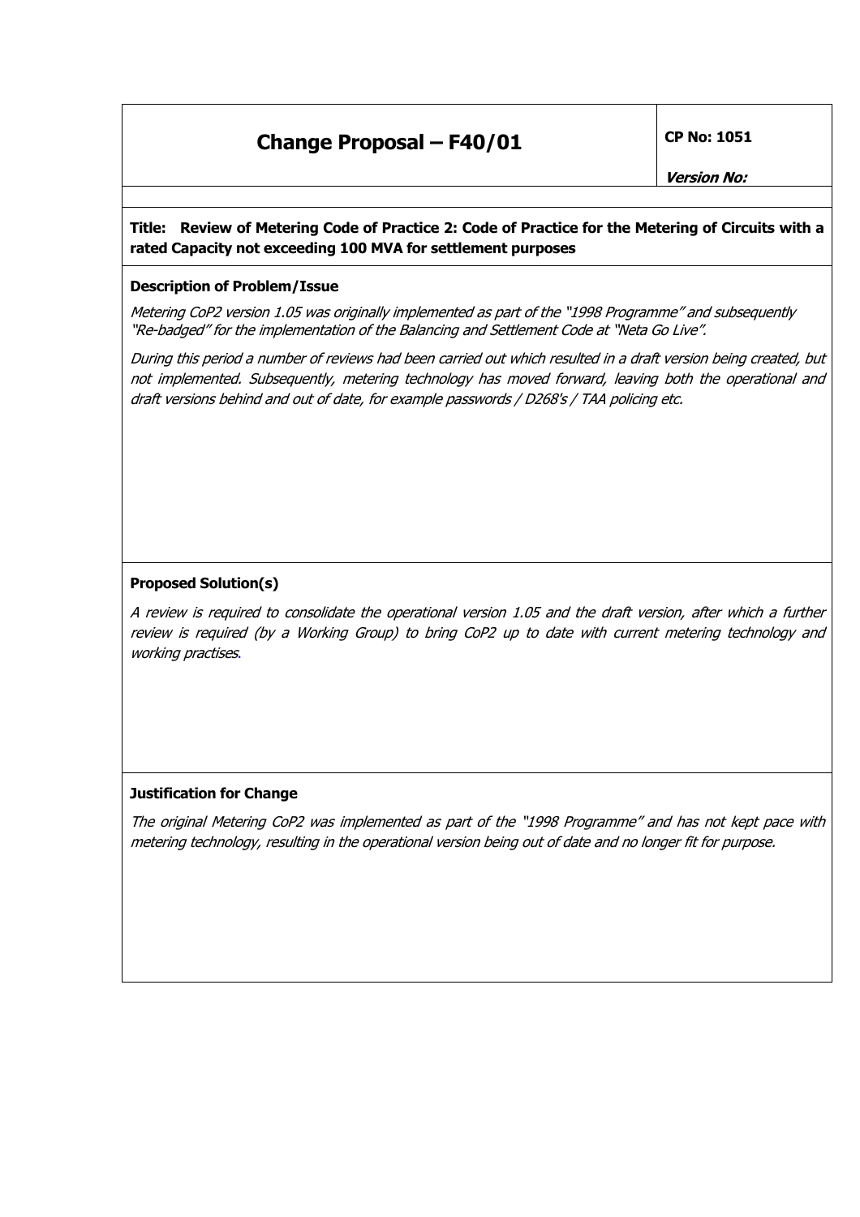# Change Proposal – F40/01

**CP No: 1051**

***Version No:***

**Title: Review of Metering Code of Practice 2: Code of Practice for the Metering of Circuits with a rated Capacity not exceeding 100 MVA for settlement purposes**

**Description of Problem/Issue**

*Metering CoP2 version 1.05 was originally implemented as part of the "1998 Programme" and subsequently "Re-badged" for the implementation of the Balancing and Settlement Code at "Neta Go Live".*

*During this period a number of reviews had been carried out which resulted in a draft version being created, but not implemented. Subsequently, metering technology has moved forward, leaving both the operational and draft versions behind and out of date, for example passwords / D268's / TAA policing etc.*

**Proposed Solution(s)**

*A review is required to consolidate the operational version 1.05 and the draft version, after which a further review is required (by a Working Group) to bring CoP2 up to date with current metering technology and working practises.*

**Justification for Change**

*The original Metering CoP2 was implemented as part of the "1998 Programme" and has not kept pace with metering technology, resulting in the operational version being out of date and no longer fit for purpose.*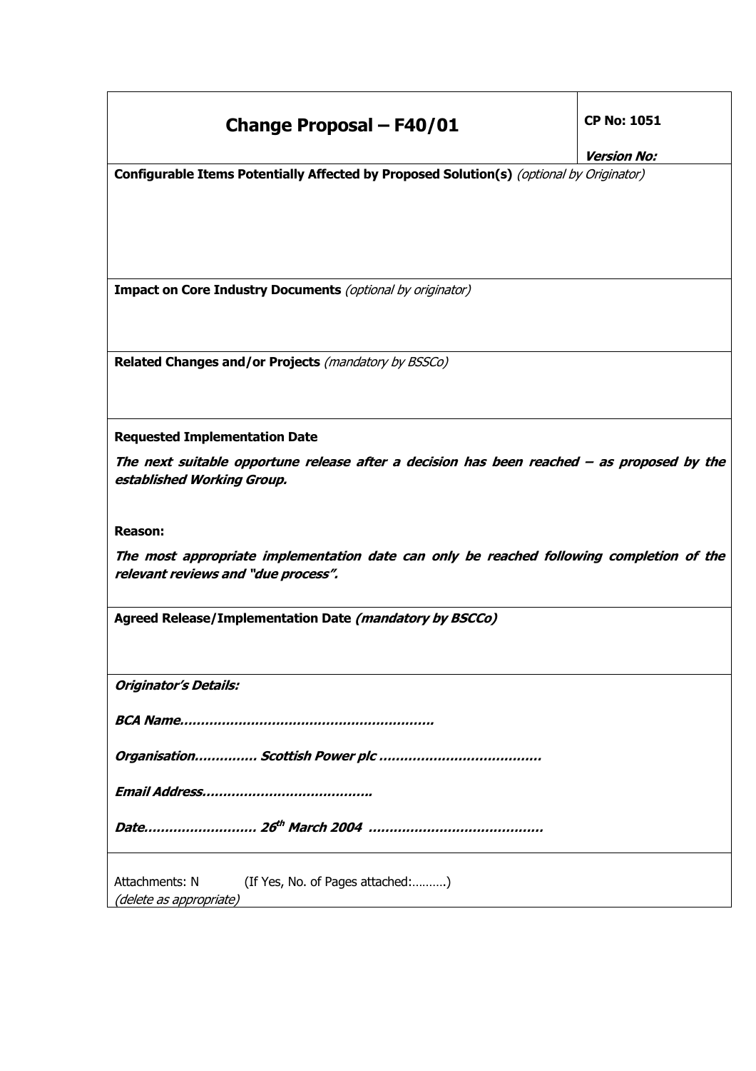| **Change Proposal – F40/01** | **CP No: 1051** <br> ***Version No:*** |
|---|---|

**Configurable Items Potentially Affected by Proposed Solution(s)** *(optional by Originator)*

**Impact on Core Industry Documents** *(optional by originator)*

**Related Changes and/or Projects** *(mandatory by BSSCo)*

**Requested Implementation Date**

***The next suitable opportune release after a decision has been reached – as proposed by the established Working Group.***

**Reason:**

***The most appropriate implementation date can only be reached following completion of the relevant reviews and "due process".***

**Agreed Release/Implementation Date *(mandatory by BSCCo)***

***Originator's Details:***

***BCA Name…………………………………………………….***

***Organisation………….. Scottish Power plc …………………………………***

***Email Address………………………………….***

***Date……………………… 26th March 2004 ……………………………………***

Attachments: N (If Yes, No. of Pages attached:……….)
*(delete as appropriate)*